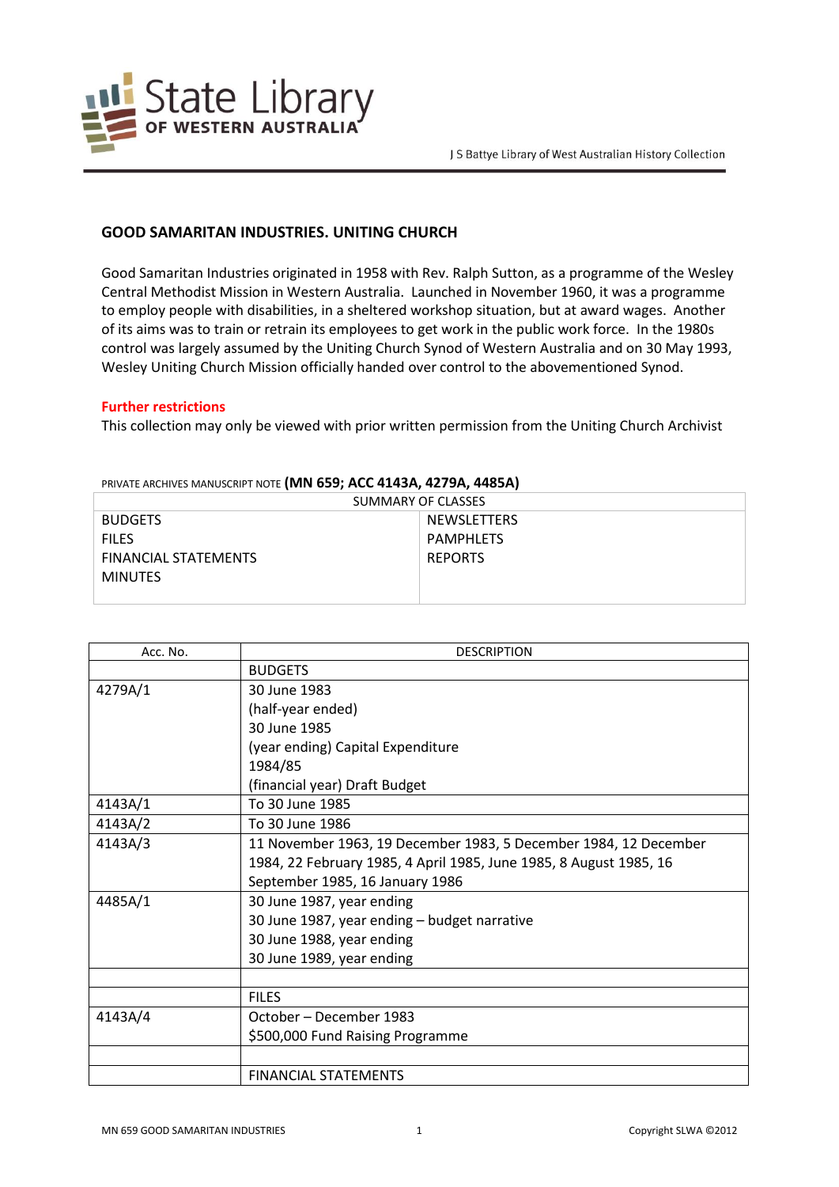State Library OF WESTERN AUSTRALIA

J S Battye Library of West Australian History Collection

## GOOD SAMARITAN INDUSTRIES. UNITING CHURCH

Good Samaritan Industries originated in 1958 with Rev. Ralph Sutton, as a programme of the Wesley Central Methodist Mission in Western Australia. Launched in November 1960, it was a programme to employ people with disabilities, in a sheltered workshop situation, but at award wages. Another of its aims was to train or retrain its employees to get work in the public work force. In the 1980s control was largely assumed by the Uniting Church Synod of Western Australia and on 30 May 1993, Wesley Uniting Church Mission officially handed over control to the abovementioned Synod.

**Further restrictions**

This collection may only be viewed with prior written permission from the Uniting Church Archivist

PRIVATE ARCHIVES MANUSCRIPT NOTE **(MN 659; ACC 4143A, 4279A, 4485A)**

| SUMMARY OF CLASSES | |
|---|---|
| BUDGETS | NEWSLETTERS |
| FILES | PAMPHLETS |
| FINANCIAL STATEMENTS | REPORTS |
| MINUTES | |

| Acc. No. | DESCRIPTION |
|---|---|
| | BUDGETS |
| 4279A/1 | 30 June 1983<br>(half-year ended)<br>30 June 1985<br>(year ending) Capital Expenditure<br>1984/85<br>(financial year) Draft Budget |
| 4143A/1 | To 30 June 1985 |
| 4143A/2 | To 30 June 1986 |
| 4143A/3 | 11 November 1963, 19 December 1983, 5 December 1984, 12 December 1984, 22 February 1985, 4 April 1985, June 1985, 8 August 1985, 16 September 1985, 16 January 1986 |
| 4485A/1 | 30 June 1987, year ending<br>30 June 1987, year ending – budget narrative<br>30 June 1988, year ending<br>30 June 1989, year ending |
| | |
| | FILES |
| 4143A/4 | October – December 1983<br>$500,000 Fund Raising Programme |
| | |
| | FINANCIAL STATEMENTS |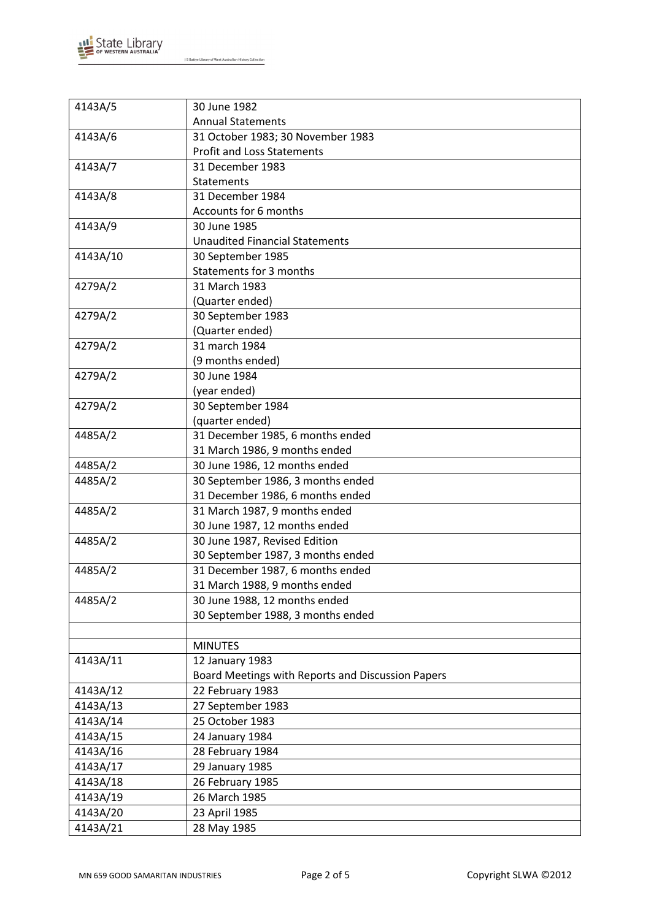| | |
|---|---|
| 4143A/5 | 30 June 1982<br>Annual Statements |
| 4143A/6 | 31 October 1983; 30 November 1983<br>Profit and Loss Statements |
| 4143A/7 | 31 December 1983<br>Statements |
| 4143A/8 | 31 December 1984<br>Accounts for 6 months |
| 4143A/9 | 30 June 1985<br>Unaudited Financial Statements |
| 4143A/10 | 30 September 1985<br>Statements for 3 months |
| 4279A/2 | 31 March 1983<br>(Quarter ended) |
| 4279A/2 | 30 September 1983<br>(Quarter ended) |
| 4279A/2 | 31 march 1984<br>(9 months ended) |
| 4279A/2 | 30 June 1984<br>(year ended) |
| 4279A/2 | 30 September 1984<br>(quarter ended) |
| 4485A/2 | 31 December 1985, 6 months ended<br>31 March 1986, 9 months ended |
| 4485A/2 | 30 June 1986, 12 months ended |
| 4485A/2 | 30 September 1986, 3 months ended<br>31 December 1986, 6 months ended |
| 4485A/2 | 31 March 1987, 9 months ended<br>30 June 1987, 12 months ended |
| 4485A/2 | 30 June 1987, Revised Edition<br>30 September 1987, 3 months ended |
| 4485A/2 | 31 December 1987, 6 months ended<br>31 March 1988, 9 months ended |
| 4485A/2 | 30 June 1988, 12 months ended<br>30 September 1988, 3 months ended |
| | |
| | MINUTES |
| 4143A/11 | 12 January 1983<br>Board Meetings with Reports and Discussion Papers |
| 4143A/12 | 22 February 1983 |
| 4143A/13 | 27 September 1983 |
| 4143A/14 | 25 October 1983 |
| 4143A/15 | 24 January 1984 |
| 4143A/16 | 28 February 1984 |
| 4143A/17 | 29 January 1985 |
| 4143A/18 | 26 February 1985 |
| 4143A/19 | 26 March 1985 |
| 4143A/20 | 23 April 1985 |
| 4143A/21 | 28 May 1985 |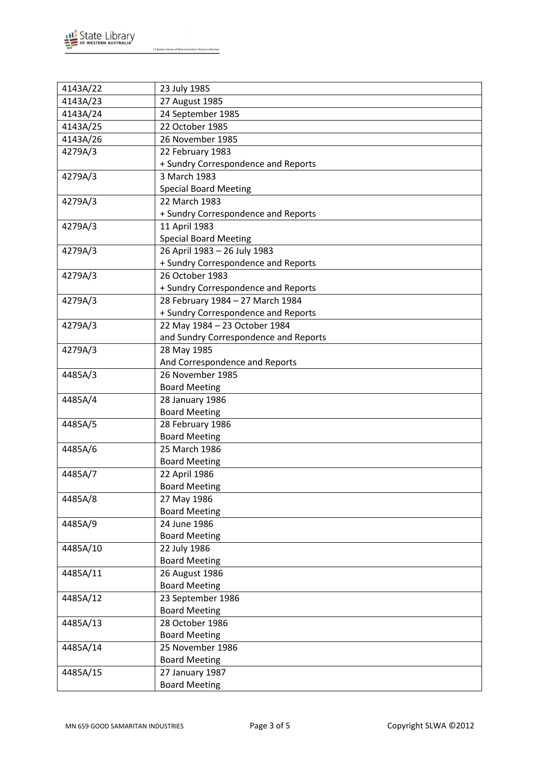| 4143A/22 | 23 July 1985 |
|---|---|
| 4143A/23 | 27 August 1985 |
| 4143A/24 | 24 September 1985 |
| 4143A/25 | 22 October 1985 |
| 4143A/26 | 26 November 1985 |
| 4279A/3 | 22 February 1983<br>+ Sundry Correspondence and Reports |
| 4279A/3 | 3 March 1983<br>Special Board Meeting |
| 4279A/3 | 22 March 1983<br>+ Sundry Correspondence and Reports |
| 4279A/3 | 11 April 1983<br>Special Board Meeting |
| 4279A/3 | 26 April 1983 – 26 July 1983<br>+ Sundry Correspondence and Reports |
| 4279A/3 | 26 October 1983<br>+ Sundry Correspondence and Reports |
| 4279A/3 | 28 February 1984 – 27 March 1984<br>+ Sundry Correspondence and Reports |
| 4279A/3 | 22 May 1984 – 23 October 1984<br>and Sundry Correspondence and Reports |
| 4279A/3 | 28 May 1985<br>And Correspondence and Reports |
| 4485A/3 | 26 November 1985<br>Board Meeting |
| 4485A/4 | 28 January 1986<br>Board Meeting |
| 4485A/5 | 28 February 1986<br>Board Meeting |
| 4485A/6 | 25 March 1986<br>Board Meeting |
| 4485A/7 | 22 April 1986<br>Board Meeting |
| 4485A/8 | 27 May 1986<br>Board Meeting |
| 4485A/9 | 24 June 1986<br>Board Meeting |
| 4485A/10 | 22 July 1986<br>Board Meeting |
| 4485A/11 | 26 August 1986<br>Board Meeting |
| 4485A/12 | 23 September 1986<br>Board Meeting |
| 4485A/13 | 28 October 1986<br>Board Meeting |
| 4485A/14 | 25 November 1986<br>Board Meeting |
| 4485A/15 | 27 January 1987<br>Board Meeting |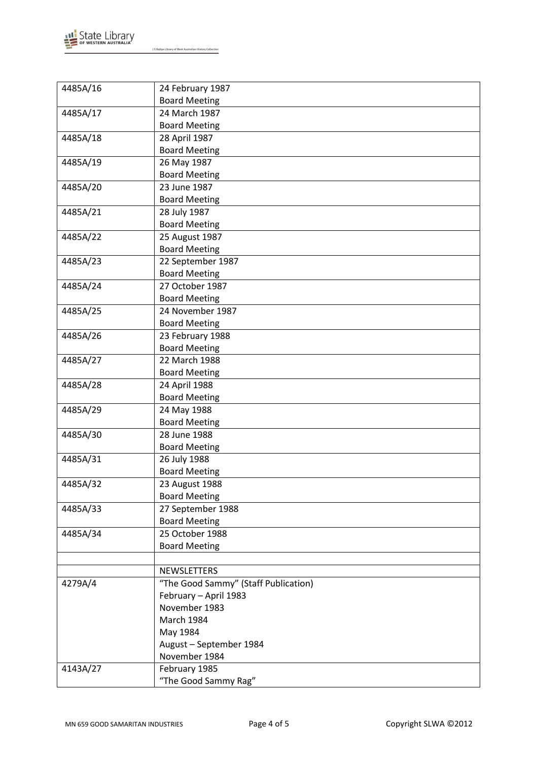| | |
|---|---|
| 4485A/16 | 24 February 1987<br>Board Meeting |
| 4485A/17 | 24 March 1987<br>Board Meeting |
| 4485A/18 | 28 April 1987<br>Board Meeting |
| 4485A/19 | 26 May 1987<br>Board Meeting |
| 4485A/20 | 23 June 1987<br>Board Meeting |
| 4485A/21 | 28 July 1987<br>Board Meeting |
| 4485A/22 | 25 August 1987<br>Board Meeting |
| 4485A/23 | 22 September 1987<br>Board Meeting |
| 4485A/24 | 27 October 1987<br>Board Meeting |
| 4485A/25 | 24 November 1987<br>Board Meeting |
| 4485A/26 | 23 February 1988<br>Board Meeting |
| 4485A/27 | 22 March 1988<br>Board Meeting |
| 4485A/28 | 24 April 1988<br>Board Meeting |
| 4485A/29 | 24 May 1988<br>Board Meeting |
| 4485A/30 | 28 June 1988<br>Board Meeting |
| 4485A/31 | 26 July 1988<br>Board Meeting |
| 4485A/32 | 23 August 1988<br>Board Meeting |
| 4485A/33 | 27 September 1988<br>Board Meeting |
| 4485A/34 | 25 October 1988<br>Board Meeting |
| | |
| | NEWSLETTERS |
| 4279A/4 | "The Good Sammy" (Staff Publication)<br>February – April 1983<br>November 1983<br>March 1984<br>May 1984<br>August – September 1984<br>November 1984 |
| 4143A/27 | February 1985<br>"The Good Sammy Rag" |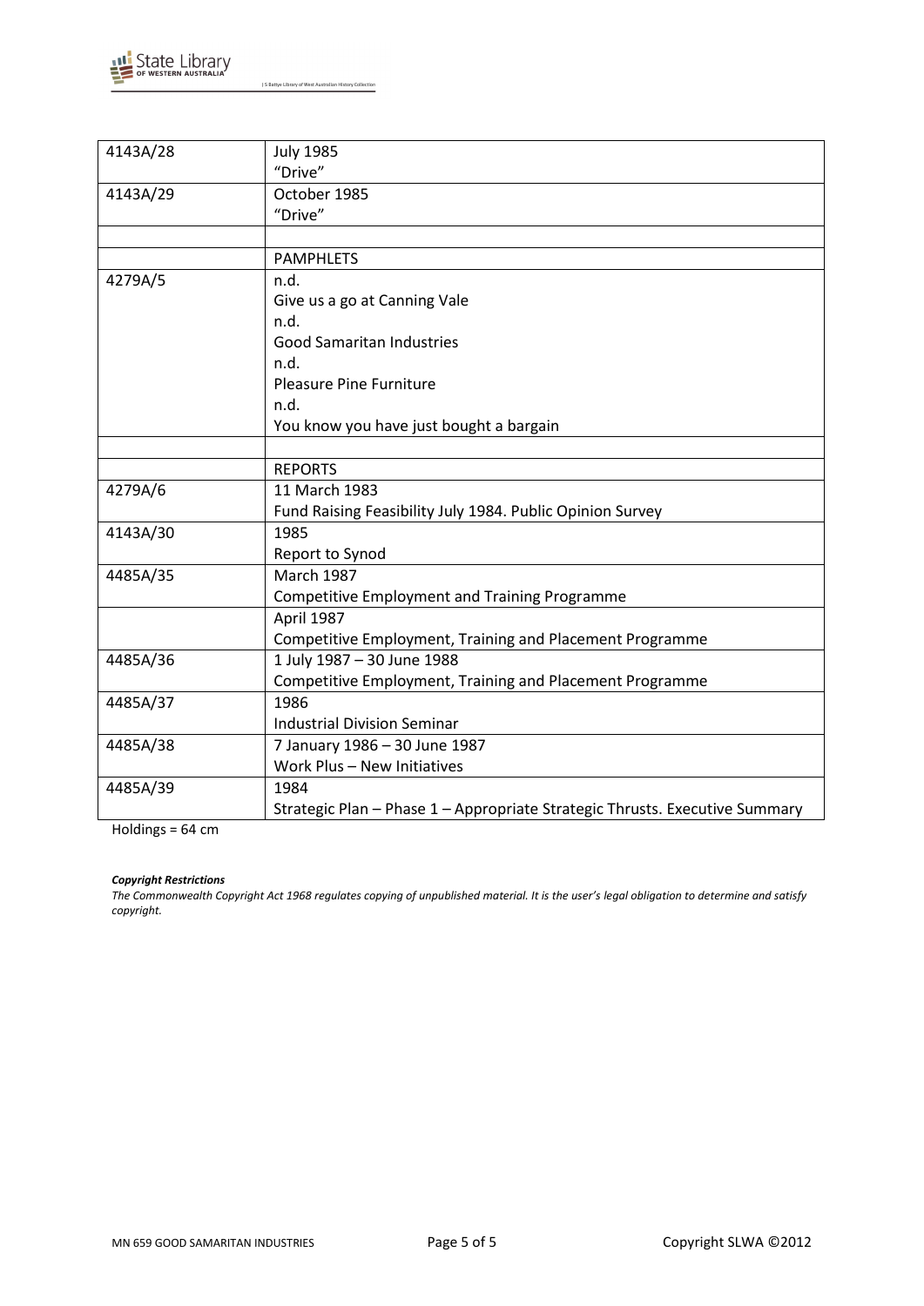| | |
|---|---|
| 4143A/28 | July 1985<br>"Drive" |
| 4143A/29 | October 1985<br>"Drive" |
| | |
| | PAMPHLETS |
| 4279A/5 | n.d.<br>Give us a go at Canning Vale<br>n.d.<br>Good Samaritan Industries<br>n.d.<br>Pleasure Pine Furniture<br>n.d.<br>You know you have just bought a bargain |
| | |
| | REPORTS |
| 4279A/6 | 11 March 1983<br>Fund Raising Feasibility July 1984. Public Opinion Survey |
| 4143A/30 | 1985<br>Report to Synod |
| 4485A/35 | March 1987<br>Competitive Employment and Training Programme |
| | April 1987<br>Competitive Employment, Training and Placement Programme |
| 4485A/36 | 1 July 1987 – 30 June 1988<br>Competitive Employment, Training and Placement Programme |
| 4485A/37 | 1986<br>Industrial Division Seminar |
| 4485A/38 | 7 January 1986 – 30 June 1987<br>Work Plus – New Initiatives |
| 4485A/39 | 1984<br>Strategic Plan – Phase 1 – Appropriate Strategic Thrusts. Executive Summary |

Holdings = 64 cm

***Copyright Restrictions***

*The Commonwealth Copyright Act 1968 regulates copying of unpublished material. It is the user's legal obligation to determine and satisfy copyright.*